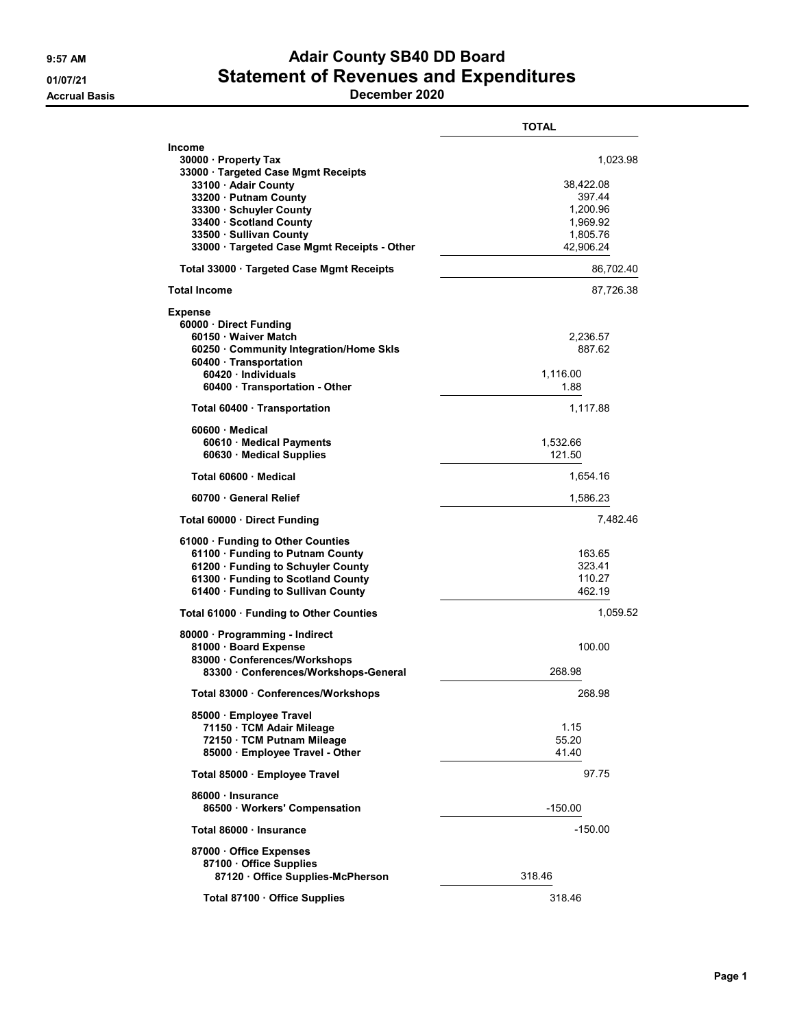# Adair County SB40 DD Board

## Statement of Revenues and Expenditures

### December 2020

9:57 AM
01/07/21
Accrual Basis

| | | TOTAL |
|---|---|---|
| **Income** | | |
| 30000 · Property Tax | | 1,023.98 |
| 33000 · Targeted Case Mgmt Receipts | | |
| 33100 · Adair County | | 38,422.08 |
| 33200 · Putnam County | | 397.44 |
| 33300 · Schuyler County | | 1,200.96 |
| 33400 · Scotland County | | 1,969.92 |
| 33500 · Sullivan County | | 1,805.76 |
| 33000 · Targeted Case Mgmt Receipts - Other | | 42,906.24 |
| Total 33000 · Targeted Case Mgmt Receipts | | 86,702.40 |
| **Total Income** | | 87,726.38 |
| **Expense** | | |
| 60000 · Direct Funding | | |
| 60150 · Waiver Match | | 2,236.57 |
| 60250 · Community Integration/Home Skls | | 887.62 |
| 60400 · Transportation | | |
| 60420 · Individuals | 1,116.00 | |
| 60400 · Transportation - Other | 1.88 | |
| Total 60400 · Transportation | | 1,117.88 |
| 60600 · Medical | | |
| 60610 · Medical Payments | 1,532.66 | |
| 60630 · Medical Supplies | 121.50 | |
| Total 60600 · Medical | | 1,654.16 |
| 60700 · General Relief | | 1,586.23 |
| Total 60000 · Direct Funding | | 7,482.46 |
| 61000 · Funding to Other Counties | | |
| 61100 · Funding to Putnam County | | 163.65 |
| 61200 · Funding to Schuyler County | | 323.41 |
| 61300 · Funding to Scotland County | | 110.27 |
| 61400 · Funding to Sullivan County | | 462.19 |
| Total 61000 · Funding to Other Counties | | 1,059.52 |
| 80000 · Programming - Indirect | | |
| 81000 · Board Expense | | 100.00 |
| 83000 · Conferences/Workshops | | |
| 83300 · Conferences/Workshops-General | 268.98 | |
| Total 83000 · Conferences/Workshops | | 268.98 |
| 85000 · Employee Travel | | |
| 71150 · TCM Adair Mileage | 1.15 | |
| 72150 · TCM Putnam Mileage | 55.20 | |
| 85000 · Employee Travel - Other | 41.40 | |
| Total 85000 · Employee Travel | | 97.75 |
| 86000 · Insurance | | |
| 86500 · Workers' Compensation | -150.00 | |
| Total 86000 · Insurance | | -150.00 |
| 87000 · Office Expenses | | |
| 87100 · Office Supplies | | |
| 87120 · Office Supplies-McPherson | 318.46 | |
| Total 87100 · Office Supplies | 318.46 | |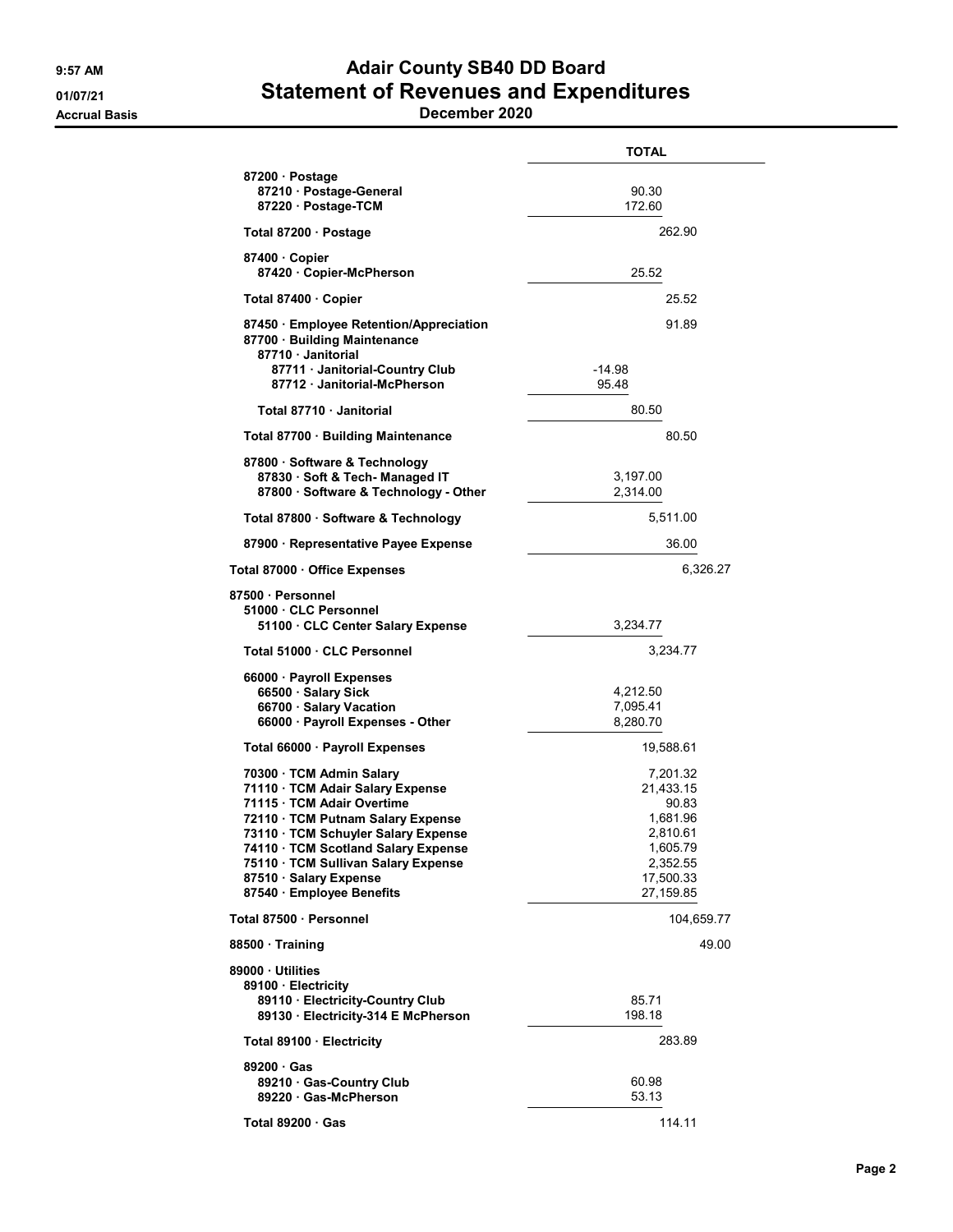# Adair County SB40 DD Board

## Statement of Revenues and Expenditures

**December 2020**

9:57 AM
01/07/21
Accrual Basis

| | | TOTAL |
|---|---|---|
| 87200 · Postage | | |
| 87210 · Postage-General | 90.30 | |
| 87220 · Postage-TCM | 172.60 | |
| **Total 87200 · Postage** | | 262.90 |
| 87400 · Copier | | |
| 87420 · Copier-McPherson | 25.52 | |
| **Total 87400 · Copier** | | 25.52 |
| 87450 · Employee Retention/Appreciation | | 91.89 |
| 87700 · Building Maintenance | | |
| 87710 · Janitorial | | |
| 87711 · Janitorial-Country Club | -14.98 | |
| 87712 · Janitorial-McPherson | 95.48 | |
| **Total 87710 · Janitorial** | 80.50 | |
| **Total 87700 · Building Maintenance** | | 80.50 |
| 87800 · Software & Technology | | |
| 87830 · Soft & Tech- Managed IT | 3,197.00 | |
| 87800 · Software & Technology - Other | 2,314.00 | |
| **Total 87800 · Software & Technology** | | 5,511.00 |
| 87900 · Representative Payee Expense | | 36.00 |
| **Total 87000 · Office Expenses** | | 6,326.27 |
| 87500 · Personnel | | |
| 51000 · CLC Personnel | | |
| 51100 · CLC Center Salary Expense | 3,234.77 | |
| **Total 51000 · CLC Personnel** | | 3,234.77 |
| 66000 · Payroll Expenses | | |
| 66500 · Salary Sick | 4,212.50 | |
| 66700 · Salary Vacation | 7,095.41 | |
| 66000 · Payroll Expenses - Other | 8,280.70 | |
| **Total 66000 · Payroll Expenses** | | 19,588.61 |
| 70300 · TCM Admin Salary | | 7,201.32 |
| 71110 · TCM Adair Salary Expense | | 21,433.15 |
| 71115 · TCM Adair Overtime | | 90.83 |
| 72110 · TCM Putnam Salary Expense | | 1,681.96 |
| 73110 · TCM Schuyler Salary Expense | | 2,810.61 |
| 74110 · TCM Scotland Salary Expense | | 1,605.79 |
| 75110 · TCM Sullivan Salary Expense | | 2,352.55 |
| 87510 · Salary Expense | | 17,500.33 |
| 87540 · Employee Benefits | | 27,159.85 |
| **Total 87500 · Personnel** | | 104,659.77 |
| 88500 · Training | | 49.00 |
| 89000 · Utilities | | |
| 89100 · Electricity | | |
| 89110 · Electricity-Country Club | 85.71 | |
| 89130 · Electricity-314 E McPherson | 198.18 | |
| **Total 89100 · Electricity** | | 283.89 |
| 89200 · Gas | | |
| 89210 · Gas-Country Club | 60.98 | |
| 89220 · Gas-McPherson | 53.13 | |
| **Total 89200 · Gas** | | 114.11 |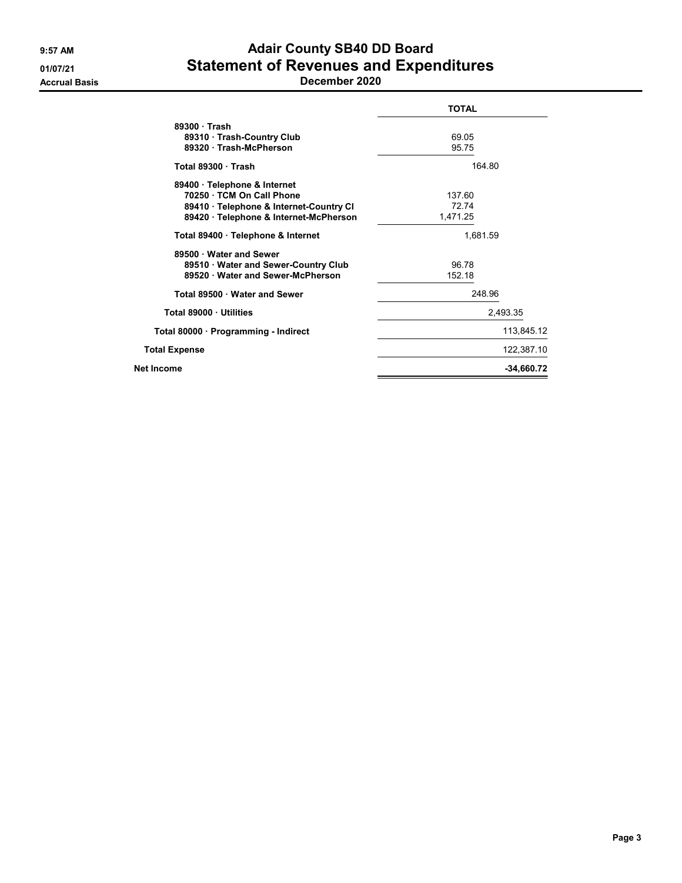# Adair County SB40 DD Board

## Statement of Revenues and Expenditures

### December 2020

9:57 AM
01/07/21
Accrual Basis

| | TOTAL |
|---|---|
| 89300 · Trash | |
| 89310 · Trash-Country Club | 69.05 |
| 89320 · Trash-McPherson | 95.75 |
| Total 89300 · Trash | 164.80 |
| 89400 · Telephone & Internet | |
| 70250 · TCM On Call Phone | 137.60 |
| 89410 · Telephone & Internet-Country Cl | 72.74 |
| 89420 · Telephone & Internet-McPherson | 1,471.25 |
| Total 89400 · Telephone & Internet | 1,681.59 |
| 89500 · Water and Sewer | |
| 89510 · Water and Sewer-Country Club | 96.78 |
| 89520 · Water and Sewer-McPherson | 152.18 |
| Total 89500 · Water and Sewer | 248.96 |
| Total 89000 · Utilities | 2,493.35 |
| Total 80000 · Programming - Indirect | 113,845.12 |
| Total Expense | 122,387.10 |
| Net Income | -34,660.72 |